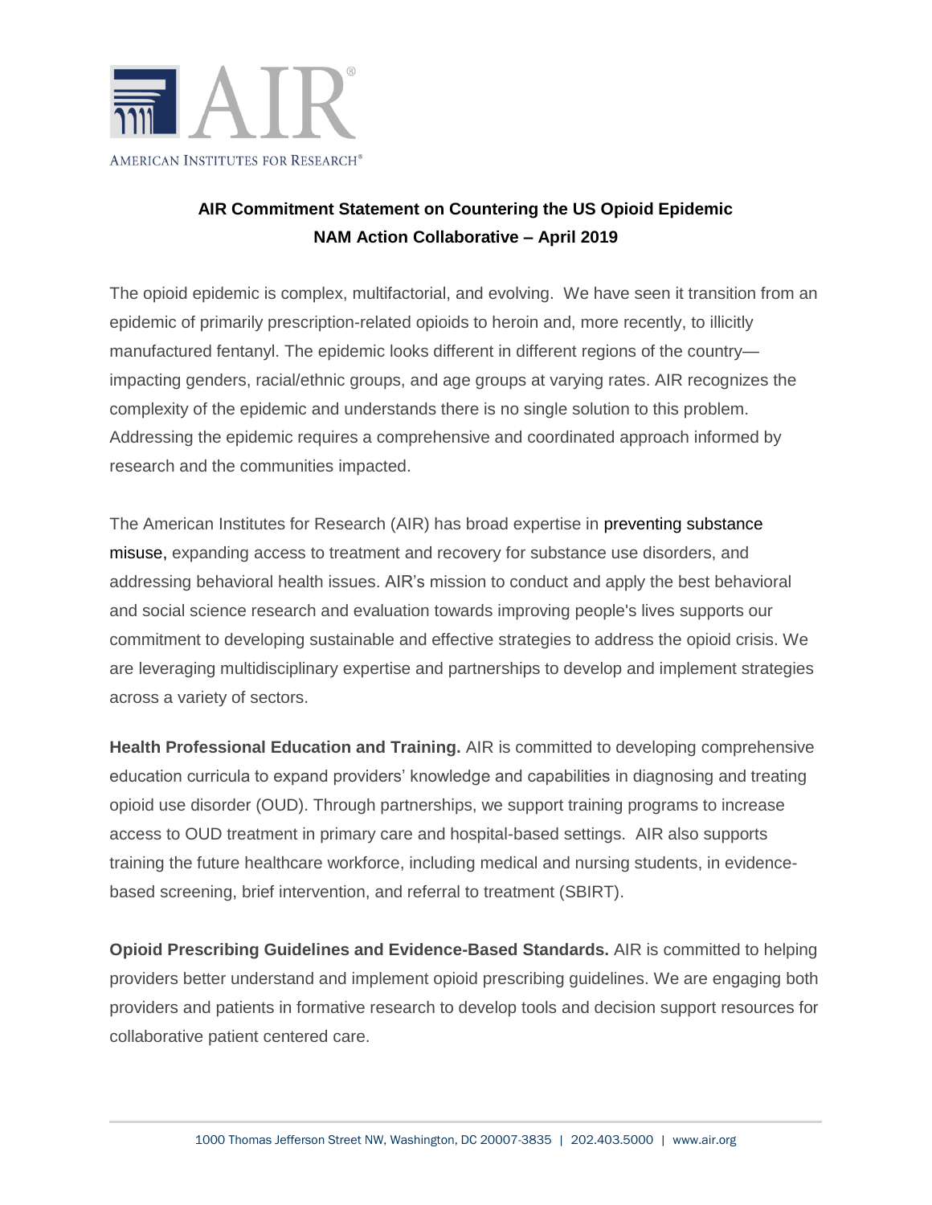AMERICAN INSTITUTES FOR RESEARCH®

## AIR Commitment Statement on Countering the US Opioid Epidemic
## NAM Action Collaborative – April 2019

The opioid epidemic is complex, multifactorial, and evolving. We have seen it transition from an epidemic of primarily prescription-related opioids to heroin and, more recently, to illicitly manufactured fentanyl. The epidemic looks different in different regions of the country—impacting genders, racial/ethnic groups, and age groups at varying rates. AIR recognizes the complexity of the epidemic and understands there is no single solution to this problem. Addressing the epidemic requires a comprehensive and coordinated approach informed by research and the communities impacted.

The American Institutes for Research (AIR) has broad expertise in preventing substance misuse, expanding access to treatment and recovery for substance use disorders, and addressing behavioral health issues. AIR's mission to conduct and apply the best behavioral and social science research and evaluation towards improving people's lives supports our commitment to developing sustainable and effective strategies to address the opioid crisis. We are leveraging multidisciplinary expertise and partnerships to develop and implement strategies across a variety of sectors.

**Health Professional Education and Training.** AIR is committed to developing comprehensive education curricula to expand providers' knowledge and capabilities in diagnosing and treating opioid use disorder (OUD). Through partnerships, we support training programs to increase access to OUD treatment in primary care and hospital-based settings. AIR also supports training the future healthcare workforce, including medical and nursing students, in evidence-based screening, brief intervention, and referral to treatment (SBIRT).

**Opioid Prescribing Guidelines and Evidence-Based Standards.** AIR is committed to helping providers better understand and implement opioid prescribing guidelines. We are engaging both providers and patients in formative research to develop tools and decision support resources for collaborative patient centered care.

1000 Thomas Jefferson Street NW, Washington, DC 20007-3835 | 202.403.5000 | www.air.org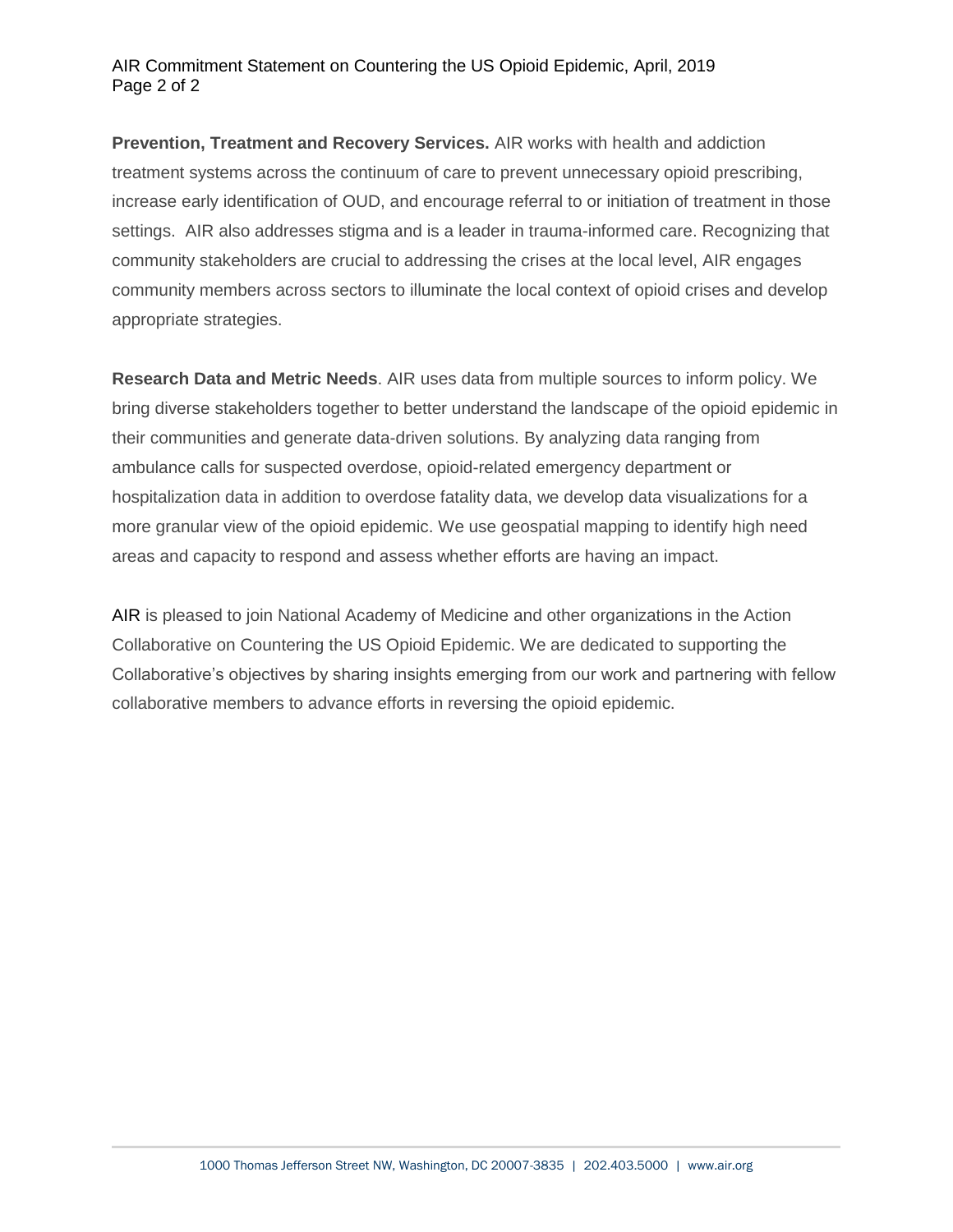**Prevention, Treatment and Recovery Services.** AIR works with health and addiction treatment systems across the continuum of care to prevent unnecessary opioid prescribing, increase early identification of OUD, and encourage referral to or initiation of treatment in those settings. AIR also addresses stigma and is a leader in trauma-informed care. Recognizing that community stakeholders are crucial to addressing the crises at the local level, AIR engages community members across sectors to illuminate the local context of opioid crises and develop appropriate strategies.

**Research Data and Metric Needs**. AIR uses data from multiple sources to inform policy. We bring diverse stakeholders together to better understand the landscape of the opioid epidemic in their communities and generate data-driven solutions. By analyzing data ranging from ambulance calls for suspected overdose, opioid-related emergency department or hospitalization data in addition to overdose fatality data, we develop data visualizations for a more granular view of the opioid epidemic. We use geospatial mapping to identify high need areas and capacity to respond and assess whether efforts are having an impact.

AIR is pleased to join National Academy of Medicine and other organizations in the Action Collaborative on Countering the US Opioid Epidemic. We are dedicated to supporting the Collaborative's objectives by sharing insights emerging from our work and partnering with fellow collaborative members to advance efforts in reversing the opioid epidemic.